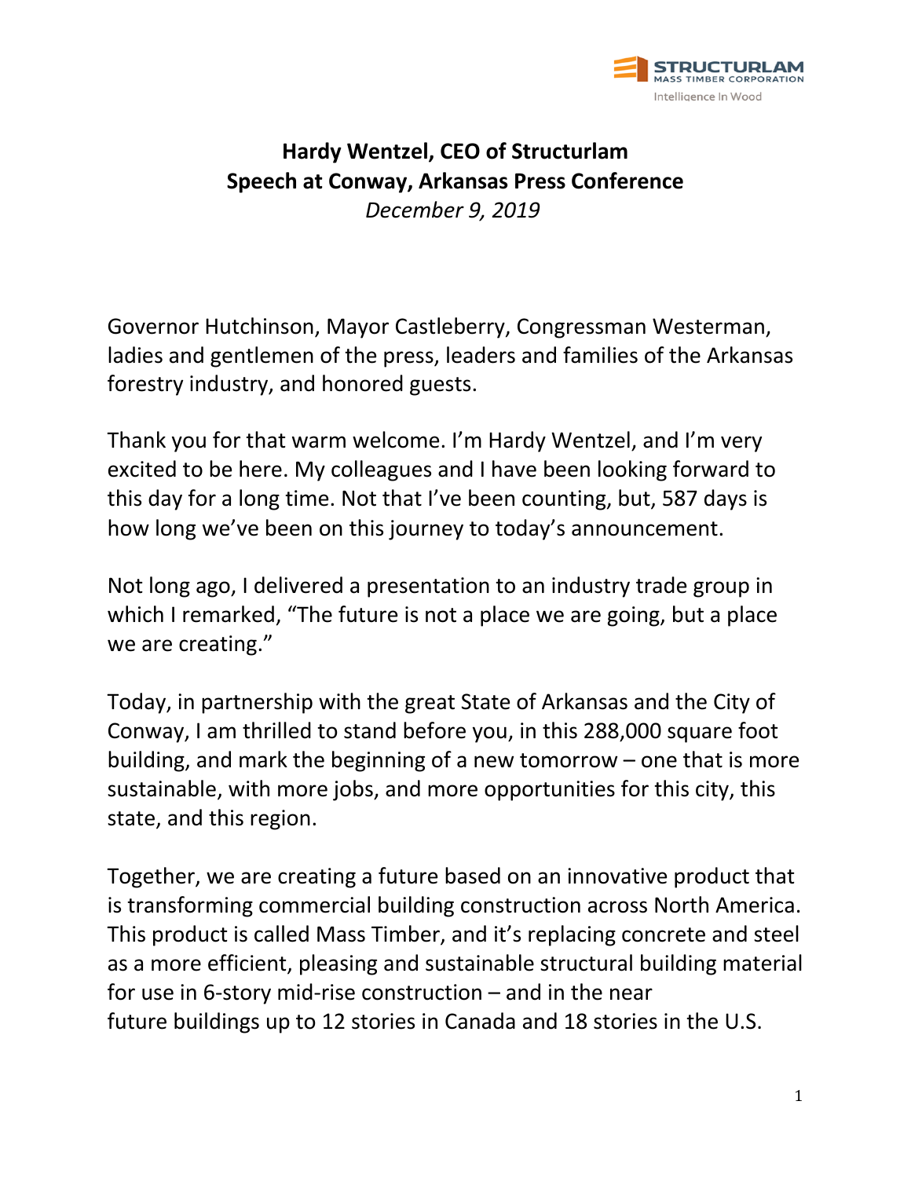**Hardy Wentzel, CEO of Structurlam**
**Speech at Conway, Arkansas Press Conference**
*December 9, 2019*

Governor Hutchinson, Mayor Castleberry, Congressman Westerman, ladies and gentlemen of the press, leaders and families of the Arkansas forestry industry, and honored guests.

Thank you for that warm welcome. I'm Hardy Wentzel, and I'm very excited to be here. My colleagues and I have been looking forward to this day for a long time. Not that I've been counting, but, 587 days is how long we've been on this journey to today's announcement.

Not long ago, I delivered a presentation to an industry trade group in which I remarked, "The future is not a place we are going, but a place we are creating."

Today, in partnership with the great State of Arkansas and the City of Conway, I am thrilled to stand before you, in this 288,000 square foot building, and mark the beginning of a new tomorrow – one that is more sustainable, with more jobs, and more opportunities for this city, this state, and this region.

Together, we are creating a future based on an innovative product that is transforming commercial building construction across North America. This product is called Mass Timber, and it's replacing concrete and steel as a more efficient, pleasing and sustainable structural building material for use in 6-story mid-rise construction – and in the near future buildings up to 12 stories in Canada and 18 stories in the U.S.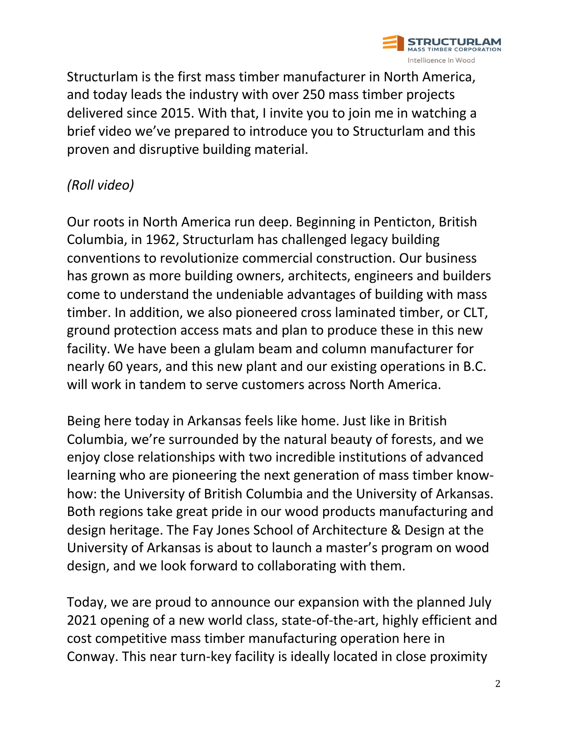Structurlam is the first mass timber manufacturer in North America, and today leads the industry with over 250 mass timber projects delivered since 2015. With that, I invite you to join me in watching a brief video we've prepared to introduce you to Structurlam and this proven and disruptive building material.

*(Roll video)*

Our roots in North America run deep. Beginning in Penticton, British Columbia, in 1962, Structurlam has challenged legacy building conventions to revolutionize commercial construction. Our business has grown as more building owners, architects, engineers and builders come to understand the undeniable advantages of building with mass timber. In addition, we also pioneered cross laminated timber, or CLT, ground protection access mats and plan to produce these in this new facility. We have been a glulam beam and column manufacturer for nearly 60 years, and this new plant and our existing operations in B.C. will work in tandem to serve customers across North America.

Being here today in Arkansas feels like home. Just like in British Columbia, we're surrounded by the natural beauty of forests, and we enjoy close relationships with two incredible institutions of advanced learning who are pioneering the next generation of mass timber know-how: the University of British Columbia and the University of Arkansas. Both regions take great pride in our wood products manufacturing and design heritage. The Fay Jones School of Architecture & Design at the University of Arkansas is about to launch a master's program on wood design, and we look forward to collaborating with them.

Today, we are proud to announce our expansion with the planned July 2021 opening of a new world class, state-of-the-art, highly efficient and cost competitive mass timber manufacturing operation here in Conway. This near turn-key facility is ideally located in close proximity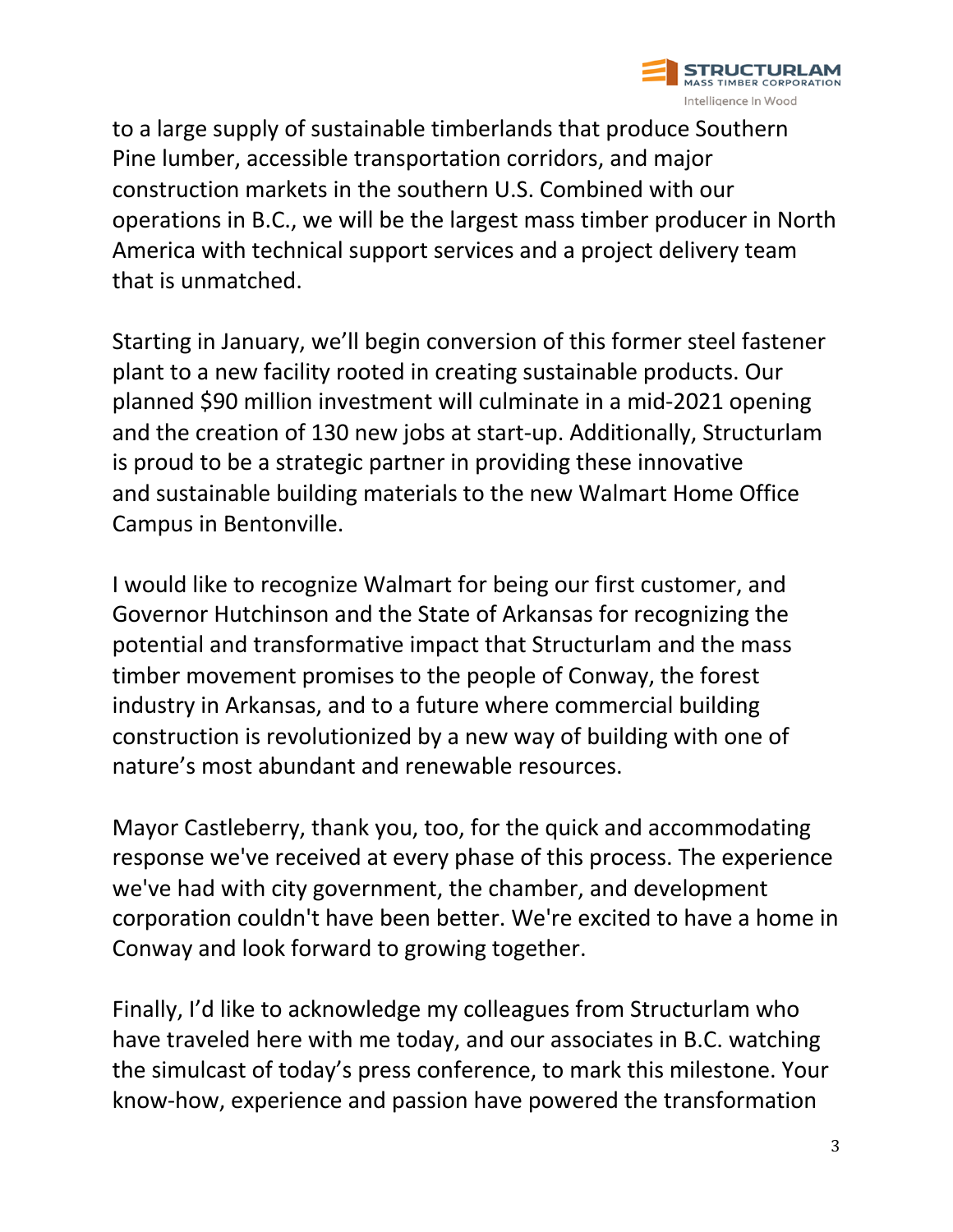to a large supply of sustainable timberlands that produce Southern Pine lumber, accessible transportation corridors, and major construction markets in the southern U.S. Combined with our operations in B.C., we will be the largest mass timber producer in North America with technical support services and a project delivery team that is unmatched.

Starting in January, we'll begin conversion of this former steel fastener plant to a new facility rooted in creating sustainable products. Our planned $90 million investment will culminate in a mid-2021 opening and the creation of 130 new jobs at start-up. Additionally, Structurlam is proud to be a strategic partner in providing these innovative and sustainable building materials to the new Walmart Home Office Campus in Bentonville.

I would like to recognize Walmart for being our first customer, and Governor Hutchinson and the State of Arkansas for recognizing the potential and transformative impact that Structurlam and the mass timber movement promises to the people of Conway, the forest industry in Arkansas, and to a future where commercial building construction is revolutionized by a new way of building with one of nature's most abundant and renewable resources.

Mayor Castleberry, thank you, too, for the quick and accommodating response we've received at every phase of this process. The experience we've had with city government, the chamber, and development corporation couldn't have been better. We're excited to have a home in Conway and look forward to growing together.

Finally, I'd like to acknowledge my colleagues from Structurlam who have traveled here with me today, and our associates in B.C. watching the simulcast of today's press conference, to mark this milestone. Your know-how, experience and passion have powered the transformation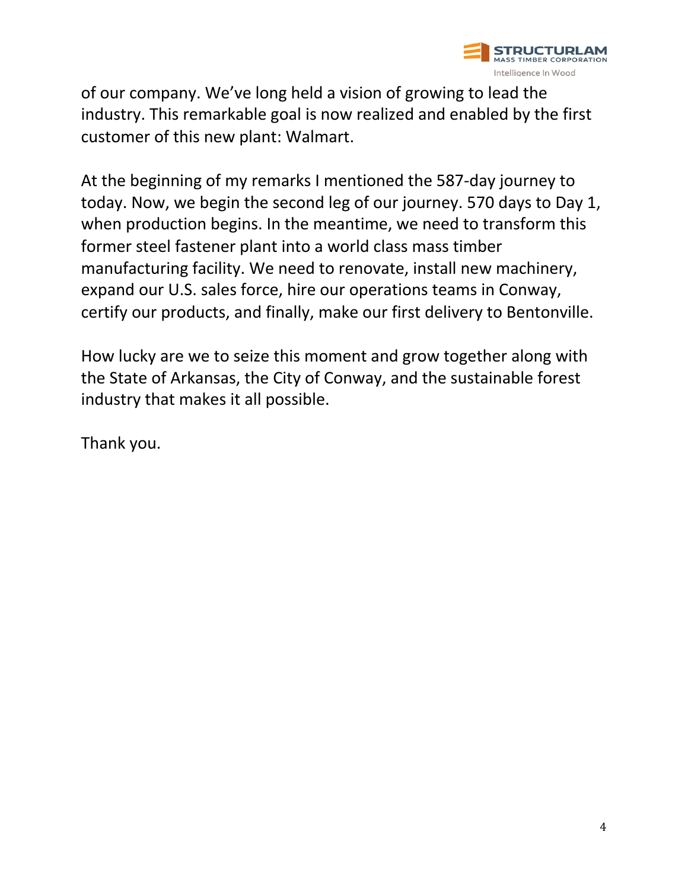of our company. We've long held a vision of growing to lead the industry. This remarkable goal is now realized and enabled by the first customer of this new plant: Walmart.

At the beginning of my remarks I mentioned the 587-day journey to today. Now, we begin the second leg of our journey. 570 days to Day 1, when production begins. In the meantime, we need to transform this former steel fastener plant into a world class mass timber manufacturing facility. We need to renovate, install new machinery, expand our U.S. sales force, hire our operations teams in Conway, certify our products, and finally, make our first delivery to Bentonville.

How lucky are we to seize this moment and grow together along with the State of Arkansas, the City of Conway, and the sustainable forest industry that makes it all possible.

Thank you.